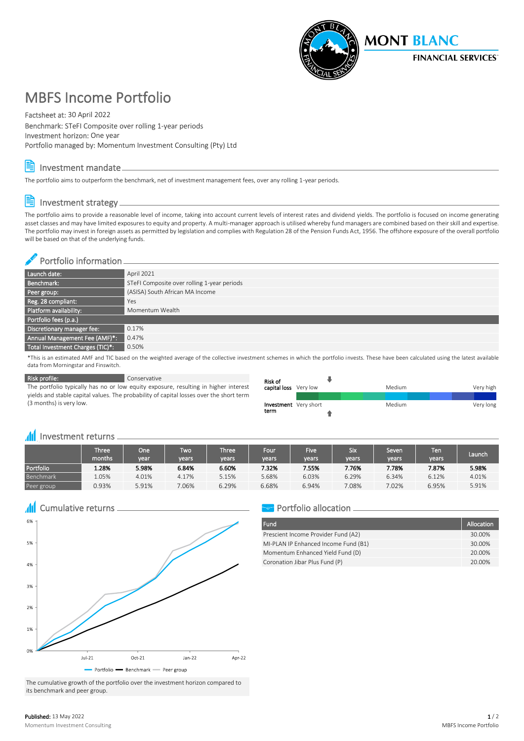# MBFS Income Portfolio

Factsheet at: 30 April 2022
Benchmark: STeFI Composite over rolling 1-year periods
Investment horizon: One year
Portfolio managed by: Momentum Investment Consulting (Pty) Ltd

## Investment mandate

The portfolio aims to outperform the benchmark, net of investment management fees, over any rolling 1-year periods.

## Investment strategy

The portfolio aims to provide a reasonable level of income, taking into account current levels of interest rates and dividend yields. The portfolio is focused on income generating asset classes and may have limited exposures to equity and property. A multi-manager approach is utilised whereby fund managers are combined based on their skill and expertise. The portfolio may invest in foreign assets as permitted by legislation and complies with Regulation 28 of the Pension Funds Act, 1956. The offshore exposure of the overall portfolio will be based on that of the underlying funds.

## Portfolio information

| | |
|---|---|
| Launch date: | April 2021 |
| Benchmark: | STeFI Composite over rolling 1-year periods |
| Peer group: | (ASISA) South African MA Income |
| Reg. 28 compliant: | Yes |
| Platform availability: | Momentum Wealth |
| Portfolio fees (p.a.) | |
| Discretionary manager fee: | 0.17% |
| Annual Management Fee (AMF)*: | 0.47% |
| Total Investment Charges (TIC)*: | 0.50% |

*This is an estimated AMF and TIC based on the weighted average of the collective investment schemes in which the portfolio invests. These have been calculated using the latest available data from Morningstar and Finswitch.

| | |
|---|---|
| Risk profile: | Conservative |

The portfolio typically has no or low equity exposure, resulting in higher interest yields and stable capital values. The probability of capital losses over the short term (3 months) is very low.

Risk of capital loss: Very low — Medium — Very high
Investment term: Very short — Medium — Very long

## Investment returns

| | Three months | One year | Two years | Three years | Four years | Five years | Six years | Seven years | Ten years | Launch |
|---|---|---|---|---|---|---|---|---|---|---|
| Portfolio | **1.28%** | **5.98%** | **6.84%** | **6.60%** | **7.32%** | **7.55%** | **7.76%** | **7.78%** | **7.87%** | **5.98%** |
| Benchmark | 1.05% | 4.01% | 4.17% | 5.15% | 5.68% | 6.03% | 6.29% | 6.34% | 6.12% | 4.01% |
| Peer group | 0.93% | 5.91% | 7.06% | 6.29% | 6.68% | 6.94% | 7.08% | 7.02% | 6.95% | 5.91% |

## Cumulative returns

The cumulative growth of the portfolio over the investment horizon compared to its benchmark and peer group.

## Portfolio allocation

| Fund | Allocation |
|---|---|
| Prescient Income Provider Fund (A2) | 30.00% |
| MI-PLAN IP Enhanced Income Fund (B1) | 30.00% |
| Momentum Enhanced Yield Fund (D) | 20.00% |
| Coronation Jibar Plus Fund (P) | 20.00% |

**Published:** 13 May 2022
Momentum Investment Consulting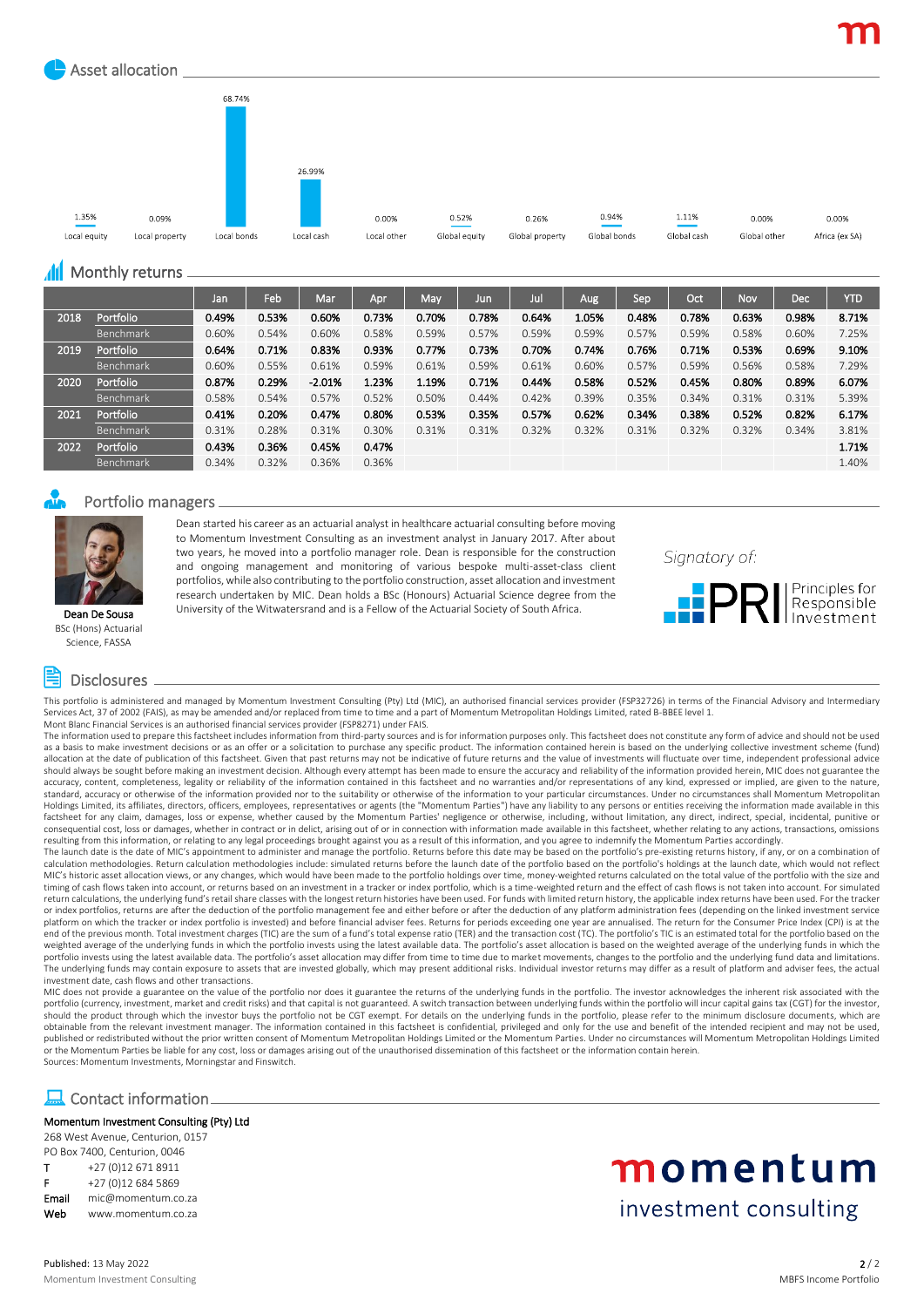## Asset allocation

68.74%
26.99%
1.35%
0.09%
0.00%
0.52%
0.26%
0.94%
1.11%
0.00%
0.00%

Local equity
Local property
Local bonds
Local cash
Local other
Global equity
Global property
Global bonds
Global cash
Global other
Africa (ex SA)

## Monthly returns

| | | Jan | Feb | Mar | Apr | May | Jun | Jul | Aug | Sep | Oct | Nov | Dec | YTD |
|---|---|---|---|---|---|---|---|---|---|---|---|---|---|---|
| 2018 | Portfolio | 0.49% | 0.53% | 0.60% | 0.73% | 0.70% | 0.78% | 0.64% | 1.05% | 0.48% | 0.78% | 0.63% | 0.98% | 8.71% |
| | Benchmark | 0.60% | 0.54% | 0.60% | 0.58% | 0.59% | 0.57% | 0.59% | 0.59% | 0.57% | 0.59% | 0.58% | 0.60% | 7.25% |
| 2019 | Portfolio | 0.64% | 0.71% | 0.83% | 0.93% | 0.77% | 0.73% | 0.70% | 0.74% | 0.76% | 0.71% | 0.53% | 0.69% | 9.10% |
| | Benchmark | 0.60% | 0.55% | 0.61% | 0.59% | 0.61% | 0.59% | 0.61% | 0.60% | 0.57% | 0.59% | 0.56% | 0.58% | 7.29% |
| 2020 | Portfolio | 0.87% | 0.29% | -2.01% | 1.23% | 1.19% | 0.71% | 0.44% | 0.58% | 0.52% | 0.45% | 0.80% | 0.89% | 6.07% |
| | Benchmark | 0.58% | 0.54% | 0.57% | 0.52% | 0.50% | 0.44% | 0.42% | 0.39% | 0.35% | 0.34% | 0.31% | 0.31% | 5.39% |
| 2021 | Portfolio | 0.41% | 0.20% | 0.47% | 0.80% | 0.53% | 0.35% | 0.57% | 0.62% | 0.34% | 0.38% | 0.52% | 0.82% | 6.17% |
| | Benchmark | 0.31% | 0.28% | 0.31% | 0.30% | 0.31% | 0.31% | 0.32% | 0.32% | 0.31% | 0.32% | 0.32% | 0.34% | 3.81% |
| 2022 | Portfolio | 0.43% | 0.36% | 0.45% | 0.47% | | | | | | | | | 1.71% |
| | Benchmark | 0.34% | 0.32% | 0.36% | 0.36% | | | | | | | | | 1.40% |

## Portfolio managers

**Dean De Sousa**
BSc (Hons) Actuarial Science, FASSA

Dean started his career as an actuarial analyst in healthcare actuarial consulting before moving to Momentum Investment Consulting as an investment analyst in January 2017. After about two years, he moved into a portfolio manager role. Dean is responsible for the construction and ongoing management and monitoring of various bespoke multi-asset-class client portfolios, while also contributing to the portfolio construction, asset allocation and investment research undertaken by MIC. Dean holds a BSc (Honours) Actuarial Science degree from the University of the Witwatersrand and is a Fellow of the Actuarial Society of South Africa.

Signatory of:
PRI Principles for Responsible Investment

## Disclosures

This portfolio is administered and managed by Momentum Investment Consulting (Pty) Ltd (MIC), an authorised financial services provider (FSP32726) in terms of the Financial Advisory and Intermediary Services Act, 37 of 2002 (FAIS), as may be amended and/or replaced from time to time and a part of Momentum Metropolitan Holdings Limited, rated B-BBEE level 1.
Mont Blanc Financial Services is an authorised financial services provider (FSP8271) under FAIS.
The information used to prepare this factsheet includes information from third-party sources and is for information purposes only. This factsheet does not constitute any form of advice and should not be used as a basis to make investment decisions or as an offer or a solicitation to purchase any specific product. The information contained herein is based on the underlying collective investment scheme (fund) allocation at the date of publication of this factsheet. Given that past returns may not be indicative of future returns and the value of investments will fluctuate over time, independent professional advice should always be sought before making an investment decision. Although every attempt has been made to ensure the accuracy and reliability of the information provided herein, MIC does not guarantee the accuracy, content, completeness, legality or reliability of the information contained in this factsheet and no warranties and/or representations of any kind, expressed or implied, are given to the nature, standard, accuracy or otherwise of the information provided nor to the suitability or otherwise of the information to your particular circumstances. Under no circumstances shall Momentum Metropolitan Holdings Limited, its affiliates, directors, officers, employees, representatives or agents (the "Momentum Parties") have any liability to any persons or entities receiving the information made available in this factsheet for any claim, damages, loss or expense, whether caused by the Momentum Parties' negligence or otherwise, including, without limitation, any direct, indirect, special, incidental, punitive or consequential cost, loss or damages, whether in contract or in delict, arising out of or in connection with information made available in this factsheet, whether relating to any actions, transactions, omissions resulting from this information, or relating to any legal proceedings brought against you as a result of this information, and you agree to indemnify the Momentum Parties accordingly.
The launch date is the date of MIC's appointment to administer and manage the portfolio. Returns before this date may be based on the portfolio's pre-existing returns history, if any, or on a combination of calculation methodologies. Return calculation methodologies include: simulated returns before the launch date of the portfolio based on the portfolio's holdings at the launch date, which would not reflect MIC's historic asset allocation views, or any changes, which would have been made to the portfolio holdings over time, money-weighted returns calculated on the total value of the portfolio with the size and timing of cash flows taken into account, or returns based on an investment in a tracker or index portfolio, which is a time-weighted return and the effect of cash flows is not taken into account. For simulated return calculations, the underlying fund's retail share classes with the longest return histories have been used. For funds with limited return history, the applicable index returns have been used. For the tracker or index portfolios, returns are after the deduction of the portfolio management fee and either before or after the deduction of any platform administration fees (depending on the linked investment service platform on which the tracker or index portfolio is invested) and before financial adviser fees. Returns for periods exceeding one year are annualised. The return for the Consumer Price Index (CPI) is at the end of the previous month. Total investment charges (TIC) are the sum of a fund's total expense ratio (TER) and the transaction cost (TC). The portfolio's TIC is an estimated total for the portfolio based on the weighted average of the underlying funds in which the portfolio invests using the latest available data. The portfolio's asset allocation is based on the weighted average of the underlying funds in which the portfolio invests using the latest available data. The portfolio's asset allocation may differ from time to time due to market movements, changes to the portfolio and the underlying fund data and limitations. The underlying funds may contain exposure to assets that are invested globally, which may present additional risks. Individual investor returns may differ as a result of platform and adviser fees, the actual investment date, cash flows and other transactions.
MIC does not provide a guarantee on the value of the portfolio nor does it guarantee the returns of the underlying funds in the portfolio. The investor acknowledges the inherent risk associated with the portfolio (currency, investment, market and credit risks) and that capital is not guaranteed. A switch transaction between underlying funds within the portfolio will incur capital gains tax (CGT) for the investor, should the product through which the investor buys the portfolio not be CGT exempt. For details on the underlying funds in the portfolio, please refer to the minimum disclosure documents, which are obtainable from the relevant investment manager. The information contained in this factsheet is confidential, privileged and only for the use and benefit of the intended recipient and may not be used, published or redistributed without the prior written consent of Momentum Metropolitan Holdings Limited or the Momentum Parties. Under no circumstances will Momentum Metropolitan Holdings Limited or the Momentum Parties be liable for any cost, loss or damages arising out of the unauthorised dissemination of this factsheet or the information contain herein.
Sources: Momentum Investments, Morningstar and Finswitch.

## Contact information

**Momentum Investment Consulting (Pty) Ltd**
268 West Avenue, Centurion, 0157
PO Box 7400, Centurion, 0046

| | |
|---|---|
| **T** | +27 (0)12 671 8911 |
| **F** | +27 (0)12 684 5869 |
| **Email** | mic@momentum.co.za |
| **Web** | www.momentum.co.za |

momentum
investment consulting

Published: 13 May 2022